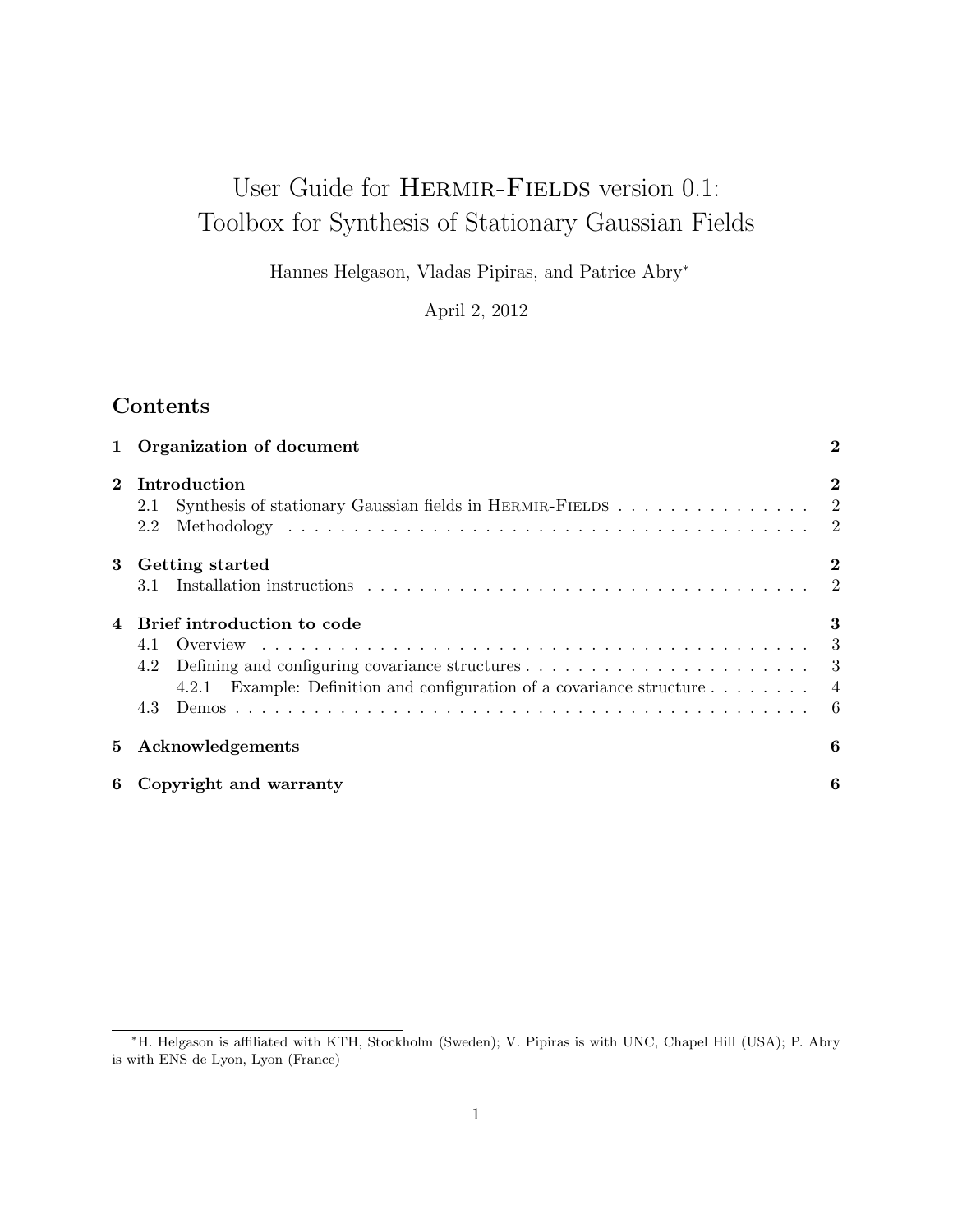# User Guide for Hermir-Fields version 0.1: Toolbox for Synthesis of Stationary Gaussian Fields

Hannes Helgason, Vladas Pipiras, and Patrice Abry*

April 2, 2012

## Contents

1 Organization of document — 2

2 Introduction — 2
- 2.1 Synthesis of stationary Gaussian fields in Hermir-Fields — 2
- 2.2 Methodology — 2

3 Getting started — 2
- 3.1 Installation instructions — 2

4 Brief introduction to code — 3
- 4.1 Overview — 3
- 4.2 Defining and configuring covariance structures — 3
  - 4.2.1 Example: Definition and configuration of a covariance structure — 4
- 4.3 Demos — 6

5 Acknowledgements — 6

6 Copyright and warranty — 6

---

*H. Helgason is affiliated with KTH, Stockholm (Sweden); V. Pipiras is with UNC, Chapel Hill (USA); P. Abry is with ENS de Lyon, Lyon (France)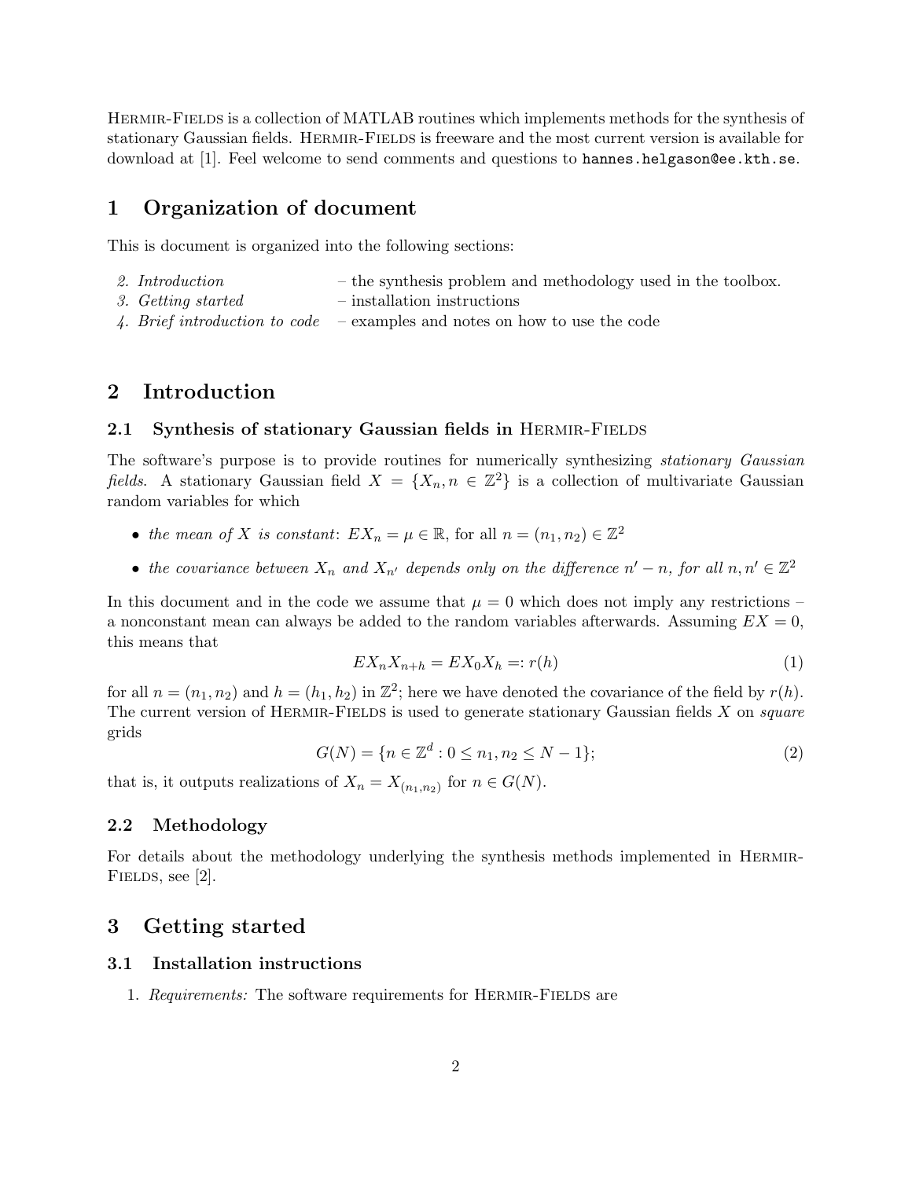HERMIR-FIELDS is a collection of MATLAB routines which implements methods for the synthesis of stationary Gaussian fields. HERMIR-FIELDS is freeware and the most current version is available for download at [1]. Feel welcome to send comments and questions to `hannes.helgason@ee.kth.se`.

# 1 Organization of document

This is document is organized into the following sections:

| | |
|---|---|
| *2. Introduction* | – the synthesis problem and methodology used in the toolbox. |
| *3. Getting started* | – installation instructions |
| *4. Brief introduction to code* | – examples and notes on how to use the code |

# 2 Introduction

## 2.1 Synthesis of stationary Gaussian fields in HERMIR-FIELDS

The software's purpose is to provide routines for numerically synthesizing *stationary Gaussian fields*. A stationary Gaussian field $X = \{X_n, n \in \mathbb{Z}^2\}$ is a collection of multivariate Gaussian random variables for which

- *the mean of $X$ is constant*: $EX_n = \mu \in \mathbb{R}$, for all $n = (n_1, n_2) \in \mathbb{Z}^2$
- *the covariance between $X_n$ and $X_{n'}$ depends only on the difference $n' - n$, for all $n, n' \in \mathbb{Z}^2$*

In this document and in the code we assume that $\mu = 0$ which does not imply any restrictions – a nonconstant mean can always be added to the random variables afterwards. Assuming $EX = 0$, this means that

$$EX_nX_{n+h} = EX_0X_h =: r(h) \tag{1}$$

for all $n = (n_1, n_2)$ and $h = (h_1, h_2)$ in $\mathbb{Z}^2$; here we have denoted the covariance of the field by $r(h)$. The current version of HERMIR-FIELDS is used to generate stationary Gaussian fields $X$ on *square* grids

$$G(N) = \{n \in \mathbb{Z}^d : 0 \leq n_1, n_2 \leq N - 1\}; \tag{2}$$

that is, it outputs realizations of $X_n = X_{(n_1,n_2)}$ for $n \in G(N)$.

## 2.2 Methodology

For details about the methodology underlying the synthesis methods implemented in HERMIR-FIELDS, see [2].

# 3 Getting started

## 3.1 Installation instructions

1. *Requirements:* The software requirements for HERMIR-FIELDS are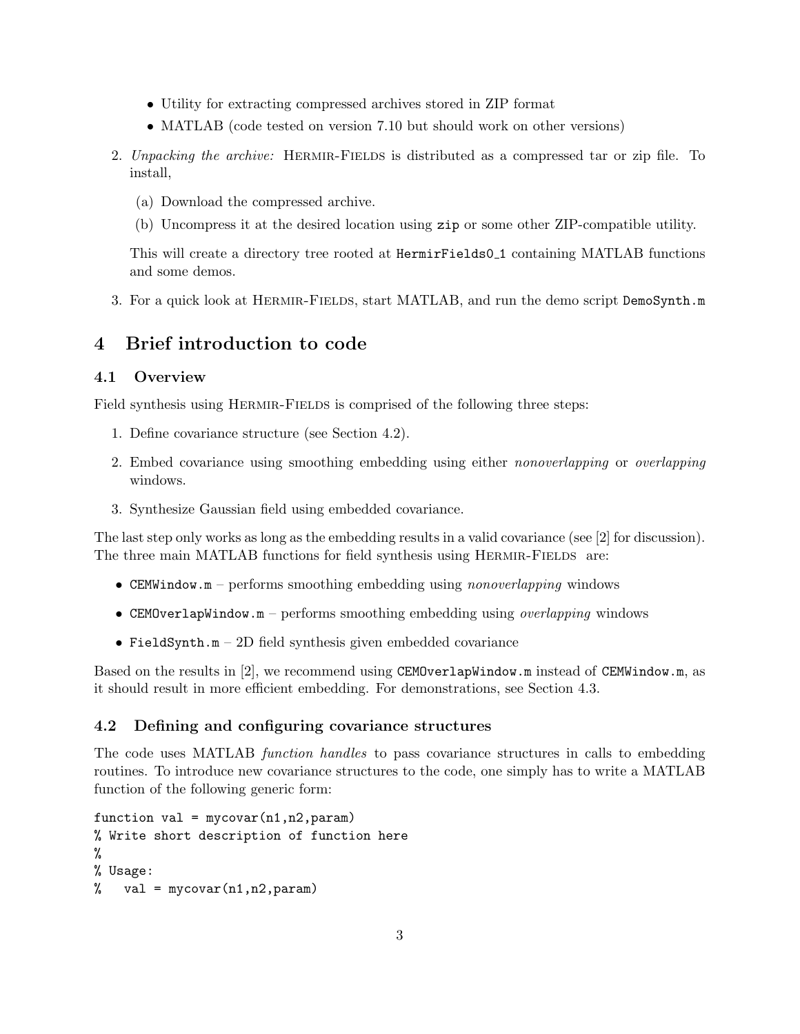- Utility for extracting compressed archives stored in ZIP format
  - MATLAB (code tested on version 7.10 but should work on other versions)

2. *Unpacking the archive:* Hermir-Fields is distributed as a compressed tar or zip file. To install,

   (a) Download the compressed archive.

   (b) Uncompress it at the desired location using `zip` or some other ZIP-compatible utility.

   This will create a directory tree rooted at `HermirFields0_1` containing MATLAB functions and some demos.

3. For a quick look at Hermir-Fields, start MATLAB, and run the demo script `DemoSynth.m`

# 4 Brief introduction to code

## 4.1 Overview

Field synthesis using Hermir-Fields is comprised of the following three steps:

1. Define covariance structure (see Section 4.2).
2. Embed covariance using smoothing embedding using either *nonoverlapping* or *overlapping* windows.
3. Synthesize Gaussian field using embedded covariance.

The last step only works as long as the embedding results in a valid covariance (see [2] for discussion). The three main MATLAB functions for field synthesis using Hermir-Fields are:

- `CEMWindow.m` – performs smoothing embedding using *nonoverlapping* windows
- `CEMOverlapWindow.m` – performs smoothing embedding using *overlapping* windows
- `FieldSynth.m` – 2D field synthesis given embedded covariance

Based on the results in [2], we recommend using `CEMOverlapWindow.m` instead of `CEMWindow.m`, as it should result in more efficient embedding. For demonstrations, see Section 4.3.

## 4.2 Defining and configuring covariance structures

The code uses MATLAB *function handles* to pass covariance structures in calls to embedding routines. To introduce new covariance structures to the code, one simply has to write a MATLAB function of the following generic form:

```
function val = mycovar(n1,n2,param)
% Write short description of function here
%
% Usage:
%   val = mycovar(n1,n2,param)
```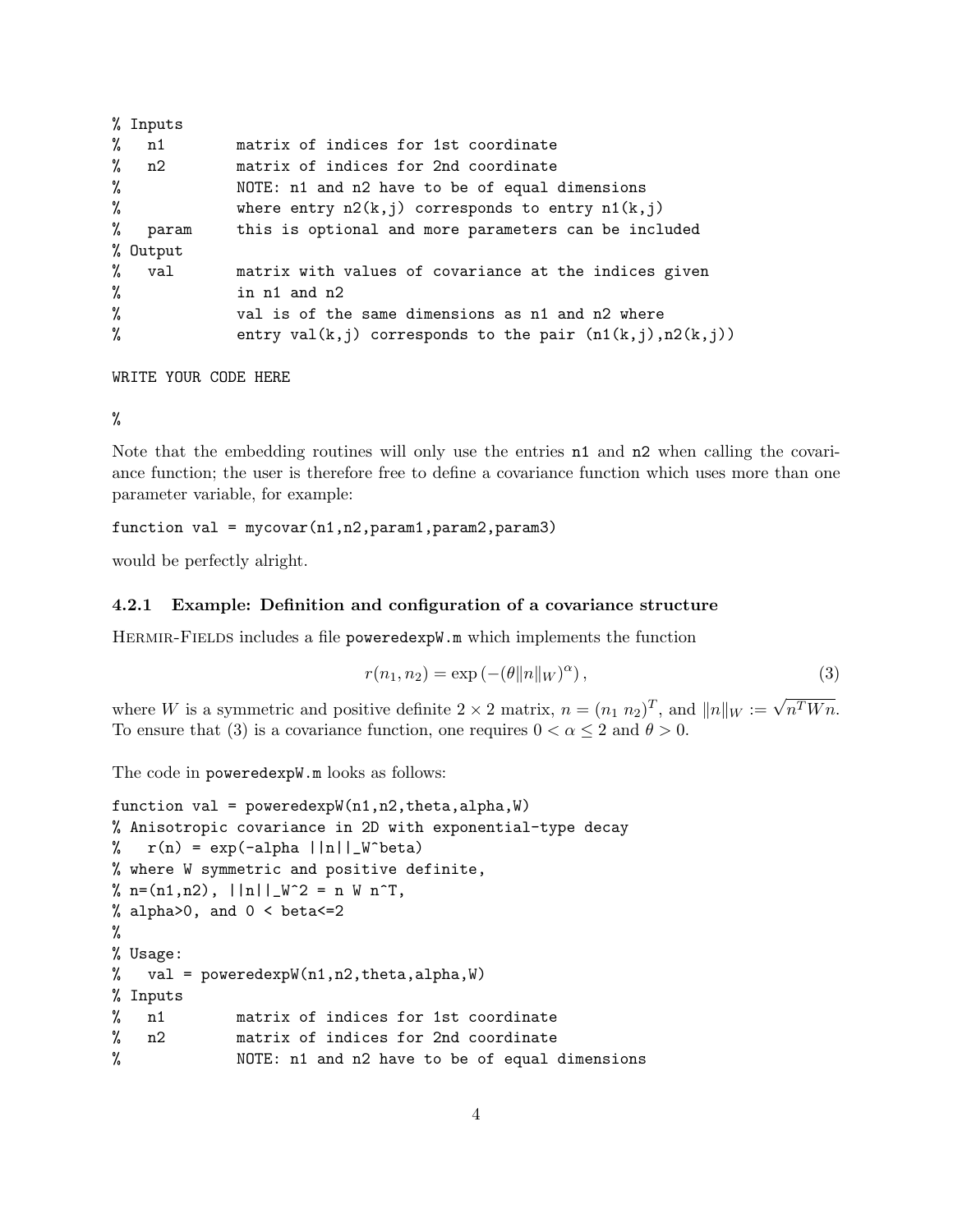```
% Inputs
%   n1        matrix of indices for 1st coordinate
%   n2        matrix of indices for 2nd coordinate
%             NOTE: n1 and n2 have to be of equal dimensions
%             where entry n2(k,j) corresponds to entry n1(k,j)
%   param     this is optional and more parameters can be included
% Output
%   val       matrix with values of covariance at the indices given
%             in n1 and n2
%             val is of the same dimensions as n1 and n2 where
%             entry val(k,j) corresponds to the pair (n1(k,j),n2(k,j))

WRITE YOUR CODE HERE

%
```

Note that the embedding routines will only use the entries `n1` and `n2` when calling the covariance function; the user is therefore free to define a covariance function which uses more than one parameter variable, for example:

```
function val = mycovar(n1,n2,param1,param2,param3)
```

would be perfectly alright.

### 4.2.1 Example: Definition and configuration of a covariance structure

HERMIR-FIELDS includes a file `poweredexpW.m` which implements the function

$$r(n_1, n_2) = \exp\left(-(\theta \|n\|_W)^\alpha\right), \tag{3}$$

where $W$ is a symmetric and positive definite $2 \times 2$ matrix, $n = (n_1\ n_2)^T$, and $\|n\|_W := \sqrt{n^T W n}$. To ensure that (3) is a covariance function, one requires $0 < \alpha \leq 2$ and $\theta > 0$.

The code in `poweredexpW.m` looks as follows:

```
function val = poweredexpW(n1,n2,theta,alpha,W)
% Anisotropic covariance in 2D with exponential-type decay
%   r(n) = exp(-alpha ||n||_W^beta)
% where W symmetric and positive definite,
% n=(n1,n2), ||n||_W^2 = n W n^T,
% alpha>0, and 0 < beta<=2
%
% Usage:
%   val = poweredexpW(n1,n2,theta,alpha,W)
% Inputs
%   n1        matrix of indices for 1st coordinate
%   n2        matrix of indices for 2nd coordinate
%             NOTE: n1 and n2 have to be of equal dimensions
```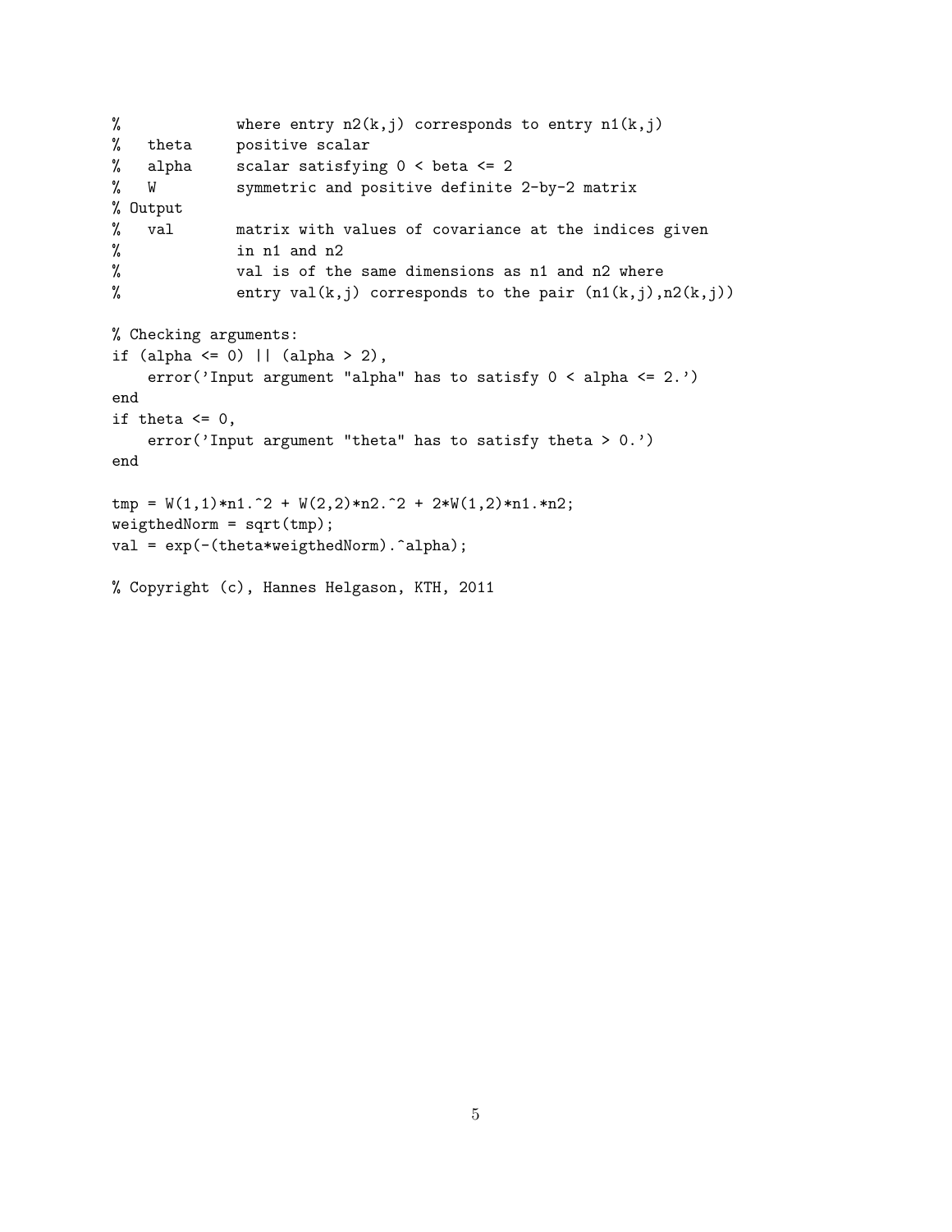```
%             where entry n2(k,j) corresponds to entry n1(k,j)
%   theta     positive scalar
%   alpha     scalar satisfying 0 < beta <= 2
%   W         symmetric and positive definite 2-by-2 matrix
% Output
%   val       matrix with values of covariance at the indices given
%             in n1 and n2
%             val is of the same dimensions as n1 and n2 where
%             entry val(k,j) corresponds to the pair (n1(k,j),n2(k,j))

% Checking arguments:
if (alpha <= 0) || (alpha > 2),
    error('Input argument "alpha" has to satisfy 0 < alpha <= 2.')
end
if theta <= 0,
    error('Input argument "theta" has to satisfy theta > 0.')
end

tmp = W(1,1)*n1.^2 + W(2,2)*n2.^2 + 2*W(1,2)*n1.*n2;
weigthedNorm = sqrt(tmp);
val = exp(-(theta*weigthedNorm).^alpha);

% Copyright (c), Hannes Helgason, KTH, 2011
```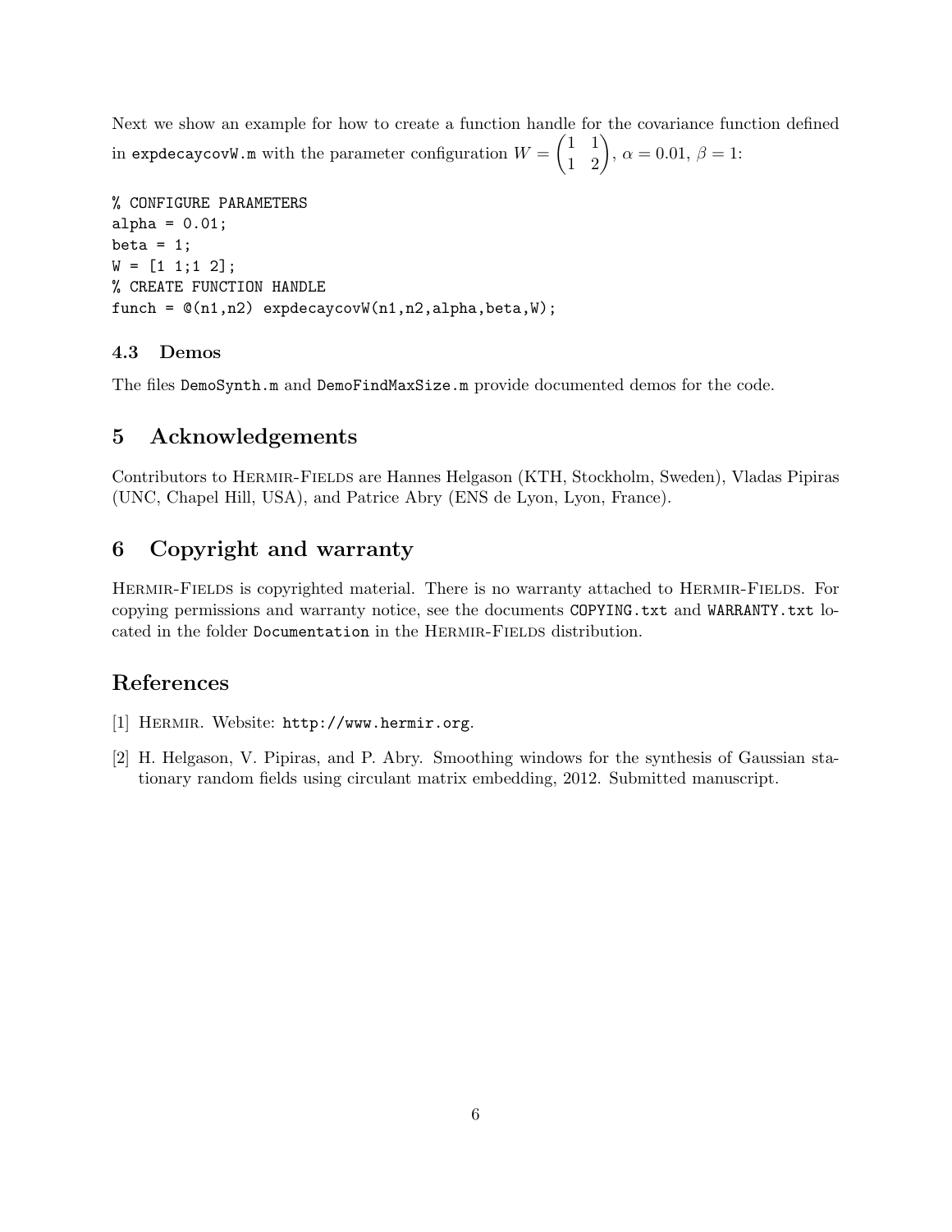Next we show an example for how to create a function handle for the covariance function defined in `expdecaycovW.m` with the parameter configuration $W = \begin{pmatrix} 1 & 1 \\ 1 & 2 \end{pmatrix}$, $\alpha = 0.01$, $\beta = 1$:

```
% CONFIGURE PARAMETERS
alpha = 0.01;
beta = 1;
W = [1 1;1 2];
% CREATE FUNCTION HANDLE
funch = @(n1,n2) expdecaycovW(n1,n2,alpha,beta,W);
```

### 4.3 Demos

The files `DemoSynth.m` and `DemoFindMaxSize.m` provide documented demos for the code.

## 5 Acknowledgements

Contributors to Hermir-Fields are Hannes Helgason (KTH, Stockholm, Sweden), Vladas Pipiras (UNC, Chapel Hill, USA), and Patrice Abry (ENS de Lyon, Lyon, France).

## 6 Copyright and warranty

Hermir-Fields is copyrighted material. There is no warranty attached to Hermir-Fields. For copying permissions and warranty notice, see the documents `COPYING.txt` and `WARRANTY.txt` located in the folder `Documentation` in the Hermir-Fields distribution.

## References

[1] Hermir. Website: `http://www.hermir.org`.

[2] H. Helgason, V. Pipiras, and P. Abry. Smoothing windows for the synthesis of Gaussian stationary random fields using circulant matrix embedding, 2012. Submitted manuscript.